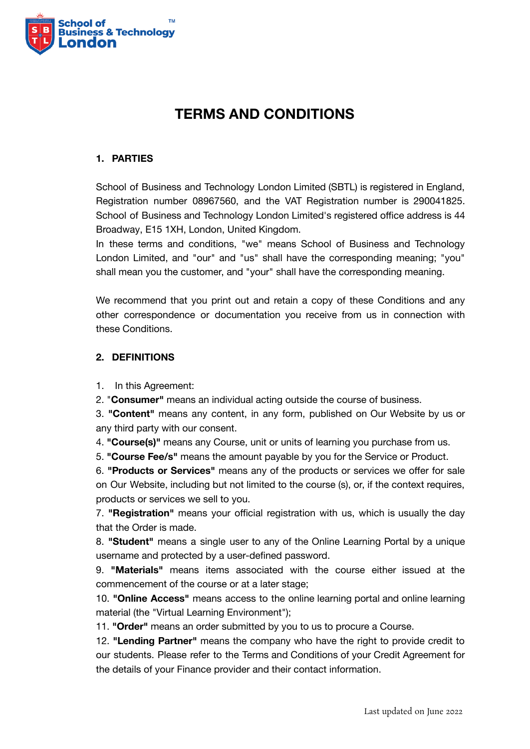# TERMS AND CONDITIONS

## 1. PARTIES

School of Business and Technology London Limited (SBTL) is registered in England, Registration number 08967560, and the VAT Registration number is 290041825. School of Business and Technology London Limited's registered office address is 44 Broadway, E15 1XH, London, United Kingdom.

In these terms and conditions, "we" means School of Business and Technology London Limited, and "our" and "us" shall have the corresponding meaning; "you" shall mean you the customer, and "your" shall have the corresponding meaning.

We recommend that you print out and retain a copy of these Conditions and any other correspondence or documentation you receive from us in connection with these Conditions.

## 2. DEFINITIONS

1. In this Agreement:
2. "**Consumer"** means an individual acting outside the course of business.
3. **"Content"** means any content, in any form, published on Our Website by us or any third party with our consent.
4. **"Course(s)"** means any Course, unit or units of learning you purchase from us.
5. **"Course Fee/s"** means the amount payable by you for the Service or Product.
6. **"Products or Services"** means any of the products or services we offer for sale on Our Website, including but not limited to the course (s), or, if the context requires, products or services we sell to you.
7. **"Registration"** means your official registration with us, which is usually the day that the Order is made.
8. **"Student"** means a single user to any of the Online Learning Portal by a unique username and protected by a user-defined password.
9. **"Materials"** means items associated with the course either issued at the commencement of the course or at a later stage;
10. **"Online Access"** means access to the online learning portal and online learning material (the "Virtual Learning Environment");
11. **"Order"** means an order submitted by you to us to procure a Course.
12. **"Lending Partner"** means the company who have the right to provide credit to our students. Please refer to the Terms and Conditions of your Credit Agreement for the details of your Finance provider and their contact information.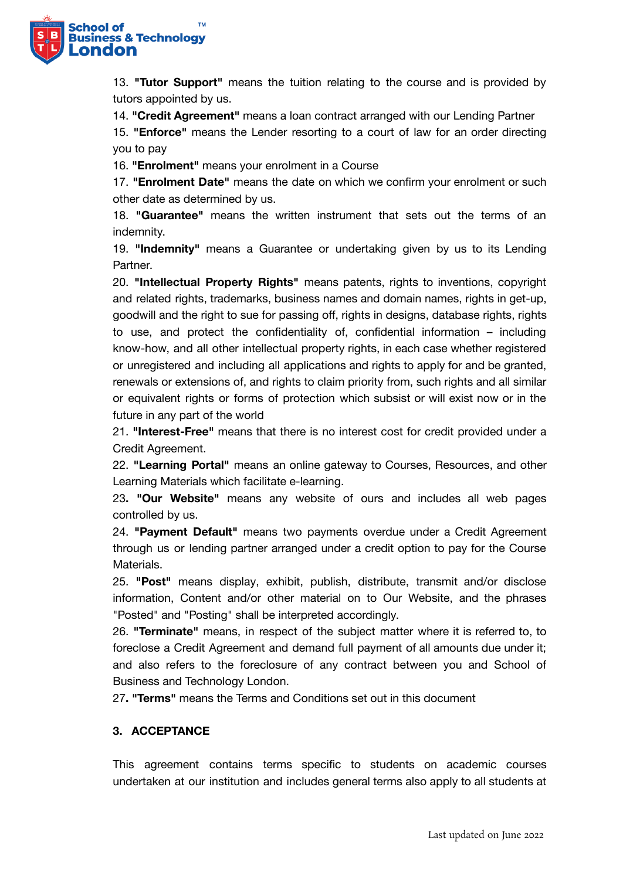13. **"Tutor Support"** means the tuition relating to the course and is provided by tutors appointed by us.

14. **"Credit Agreement"** means a loan contract arranged with our Lending Partner

15. **"Enforce"** means the Lender resorting to a court of law for an order directing you to pay

16. **"Enrolment"** means your enrolment in a Course

17. **"Enrolment Date"** means the date on which we confirm your enrolment or such other date as determined by us.

18. **"Guarantee"** means the written instrument that sets out the terms of an indemnity.

19. **"Indemnity"** means a Guarantee or undertaking given by us to its Lending Partner.

20. **"Intellectual Property Rights"** means patents, rights to inventions, copyright and related rights, trademarks, business names and domain names, rights in get-up, goodwill and the right to sue for passing off, rights in designs, database rights, rights to use, and protect the confidentiality of, confidential information – including know-how, and all other intellectual property rights, in each case whether registered or unregistered and including all applications and rights to apply for and be granted, renewals or extensions of, and rights to claim priority from, such rights and all similar or equivalent rights or forms of protection which subsist or will exist now or in the future in any part of the world

21. **"Interest-Free"** means that there is no interest cost for credit provided under a Credit Agreement.

22. **"Learning Portal"** means an online gateway to Courses, Resources, and other Learning Materials which facilitate e-learning.

23**. "Our Website"** means any website of ours and includes all web pages controlled by us.

24. **"Payment Default"** means two payments overdue under a Credit Agreement through us or lending partner arranged under a credit option to pay for the Course Materials.

25. **"Post"** means display, exhibit, publish, distribute, transmit and/or disclose information, Content and/or other material on to Our Website, and the phrases "Posted" and "Posting" shall be interpreted accordingly.

26. **"Terminate"** means, in respect of the subject matter where it is referred to, to foreclose a Credit Agreement and demand full payment of all amounts due under it; and also refers to the foreclosure of any contract between you and School of Business and Technology London.

27**. "Terms"** means the Terms and Conditions set out in this document

## 3. ACCEPTANCE

This agreement contains terms specific to students on academic courses undertaken at our institution and includes general terms also apply to all students at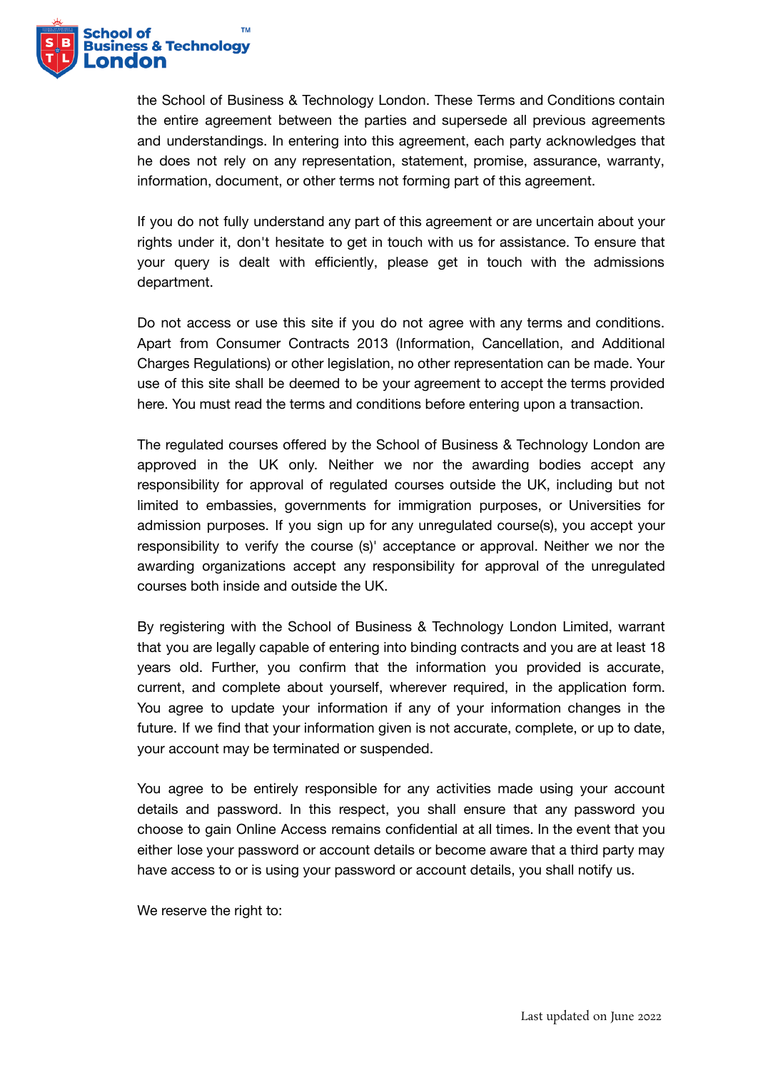the School of Business & Technology London. These Terms and Conditions contain the entire agreement between the parties and supersede all previous agreements and understandings. In entering into this agreement, each party acknowledges that he does not rely on any representation, statement, promise, assurance, warranty, information, document, or other terms not forming part of this agreement.

If you do not fully understand any part of this agreement or are uncertain about your rights under it, don't hesitate to get in touch with us for assistance. To ensure that your query is dealt with efficiently, please get in touch with the admissions department.

Do not access or use this site if you do not agree with any terms and conditions. Apart from Consumer Contracts 2013 (Information, Cancellation, and Additional Charges Regulations) or other legislation, no other representation can be made. Your use of this site shall be deemed to be your agreement to accept the terms provided here. You must read the terms and conditions before entering upon a transaction.

The regulated courses offered by the School of Business & Technology London are approved in the UK only. Neither we nor the awarding bodies accept any responsibility for approval of regulated courses outside the UK, including but not limited to embassies, governments for immigration purposes, or Universities for admission purposes. If you sign up for any unregulated course(s), you accept your responsibility to verify the course (s)' acceptance or approval. Neither we nor the awarding organizations accept any responsibility for approval of the unregulated courses both inside and outside the UK.

By registering with the School of Business & Technology London Limited, warrant that you are legally capable of entering into binding contracts and you are at least 18 years old. Further, you confirm that the information you provided is accurate, current, and complete about yourself, wherever required, in the application form. You agree to update your information if any of your information changes in the future. If we find that your information given is not accurate, complete, or up to date, your account may be terminated or suspended.

You agree to be entirely responsible for any activities made using your account details and password. In this respect, you shall ensure that any password you choose to gain Online Access remains confidential at all times. In the event that you either lose your password or account details or become aware that a third party may have access to or is using your password or account details, you shall notify us.

We reserve the right to: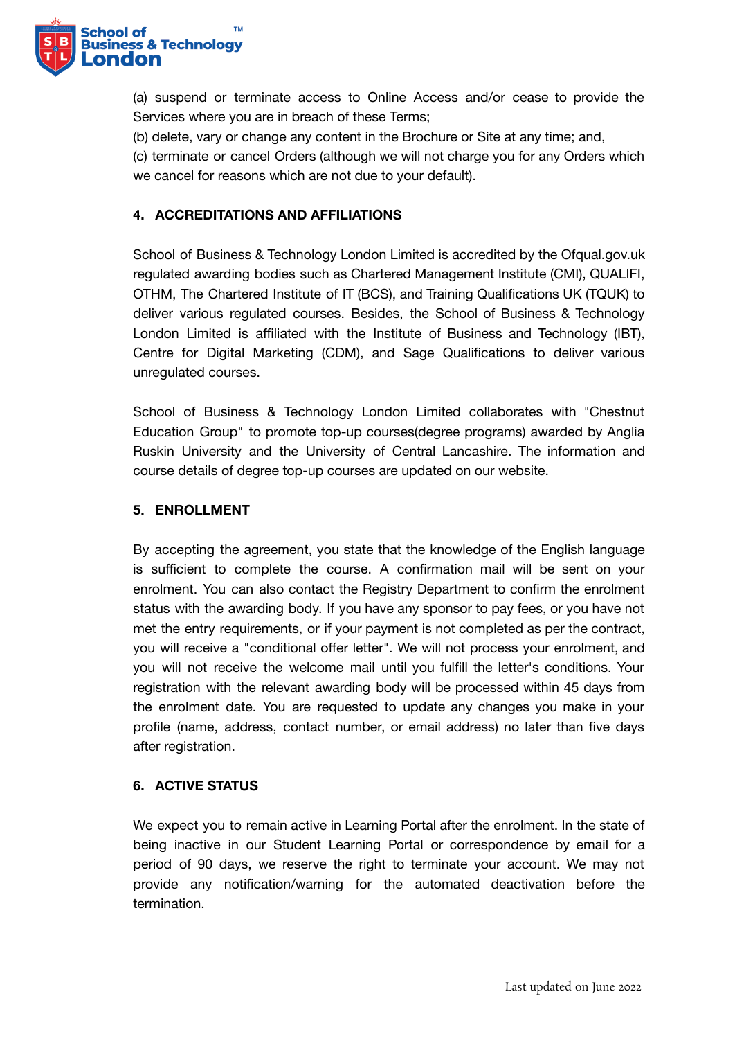(a) suspend or terminate access to Online Access and/or cease to provide the Services where you are in breach of these Terms;
(b) delete, vary or change any content in the Brochure or Site at any time; and,
(c) terminate or cancel Orders (although we will not charge you for any Orders which we cancel for reasons which are not due to your default).

## 4. ACCREDITATIONS AND AFFILIATIONS

School of Business & Technology London Limited is accredited by the Ofqual.gov.uk regulated awarding bodies such as Chartered Management Institute (CMI), QUALIFI, OTHM, The Chartered Institute of IT (BCS), and Training Qualifications UK (TQUK) to deliver various regulated courses. Besides, the School of Business & Technology London Limited is affiliated with the Institute of Business and Technology (IBT), Centre for Digital Marketing (CDM), and Sage Qualifications to deliver various unregulated courses.

School of Business & Technology London Limited collaborates with "Chestnut Education Group" to promote top-up courses(degree programs) awarded by Anglia Ruskin University and the University of Central Lancashire. The information and course details of degree top-up courses are updated on our website.

## 5. ENROLLMENT

By accepting the agreement, you state that the knowledge of the English language is sufficient to complete the course. A confirmation mail will be sent on your enrolment. You can also contact the Registry Department to confirm the enrolment status with the awarding body. If you have any sponsor to pay fees, or you have not met the entry requirements, or if your payment is not completed as per the contract, you will receive a "conditional offer letter". We will not process your enrolment, and you will not receive the welcome mail until you fulfill the letter's conditions. Your registration with the relevant awarding body will be processed within 45 days from the enrolment date. You are requested to update any changes you make in your profile (name, address, contact number, or email address) no later than five days after registration.

## 6. ACTIVE STATUS

We expect you to remain active in Learning Portal after the enrolment. In the state of being inactive in our Student Learning Portal or correspondence by email for a period of 90 days, we reserve the right to terminate your account. We may not provide any notification/warning for the automated deactivation before the termination.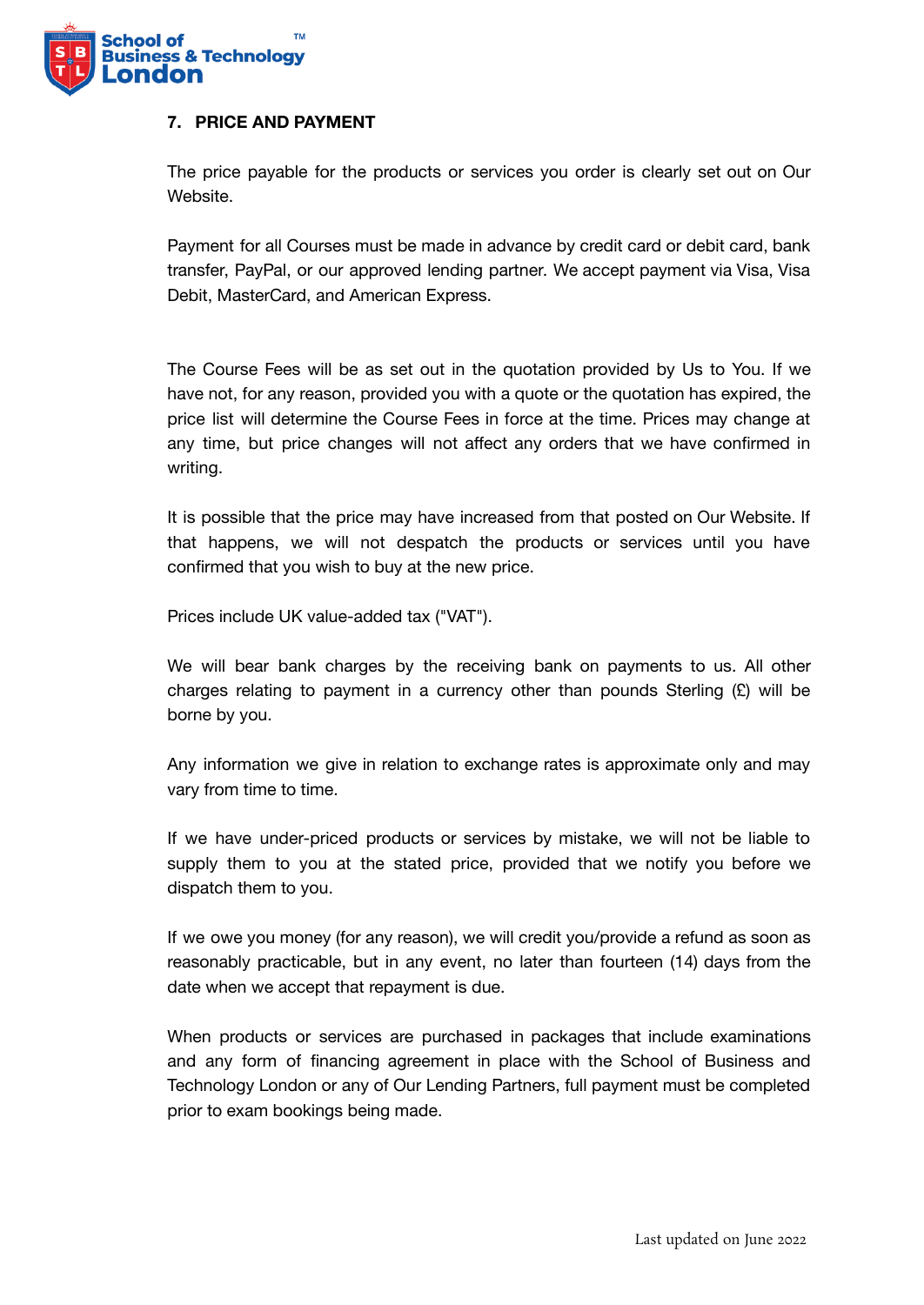## 7. PRICE AND PAYMENT

The price payable for the products or services you order is clearly set out on Our Website.

Payment for all Courses must be made in advance by credit card or debit card, bank transfer, PayPal, or our approved lending partner. We accept payment via Visa, Visa Debit, MasterCard, and American Express.

The Course Fees will be as set out in the quotation provided by Us to You. If we have not, for any reason, provided you with a quote or the quotation has expired, the price list will determine the Course Fees in force at the time. Prices may change at any time, but price changes will not affect any orders that we have confirmed in writing.

It is possible that the price may have increased from that posted on Our Website. If that happens, we will not despatch the products or services until you have confirmed that you wish to buy at the new price.

Prices include UK value-added tax ("VAT").

We will bear bank charges by the receiving bank on payments to us. All other charges relating to payment in a currency other than pounds Sterling (£) will be borne by you.

Any information we give in relation to exchange rates is approximate only and may vary from time to time.

If we have under-priced products or services by mistake, we will not be liable to supply them to you at the stated price, provided that we notify you before we dispatch them to you.

If we owe you money (for any reason), we will credit you/provide a refund as soon as reasonably practicable, but in any event, no later than fourteen (14) days from the date when we accept that repayment is due.

When products or services are purchased in packages that include examinations and any form of financing agreement in place with the School of Business and Technology London or any of Our Lending Partners, full payment must be completed prior to exam bookings being made.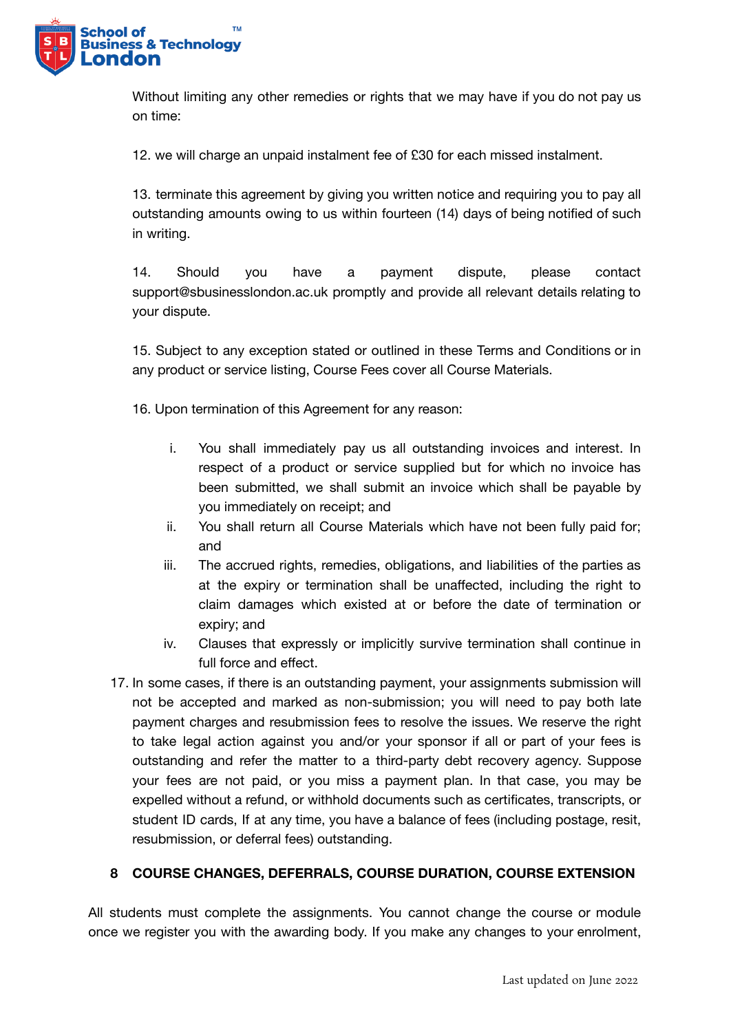Without limiting any other remedies or rights that we may have if you do not pay us on time:

12. we will charge an unpaid instalment fee of £30 for each missed instalment.

13. terminate this agreement by giving you written notice and requiring you to pay all outstanding amounts owing to us within fourteen (14) days of being notified of such in writing.

14. Should you have a payment dispute, please contact support@sbusinesslondon.ac.uk promptly and provide all relevant details relating to your dispute.

15. Subject to any exception stated or outlined in these Terms and Conditions or in any product or service listing, Course Fees cover all Course Materials.

16. Upon termination of this Agreement for any reason:

    i. You shall immediately pay us all outstanding invoices and interest. In respect of a product or service supplied but for which no invoice has been submitted, we shall submit an invoice which shall be payable by you immediately on receipt; and
    ii. You shall return all Course Materials which have not been fully paid for; and
    iii. The accrued rights, remedies, obligations, and liabilities of the parties as at the expiry or termination shall be unaffected, including the right to claim damages which existed at or before the date of termination or expiry; and
    iv. Clauses that expressly or implicitly survive termination shall continue in full force and effect.

17. In some cases, if there is an outstanding payment, your assignments submission will not be accepted and marked as non-submission; you will need to pay both late payment charges and resubmission fees to resolve the issues. We reserve the right to take legal action against you and/or your sponsor if all or part of your fees is outstanding and refer the matter to a third-party debt recovery agency. Suppose your fees are not paid, or you miss a payment plan. In that case, you may be expelled without a refund, or withhold documents such as certificates, transcripts, or student ID cards, If at any time, you have a balance of fees (including postage, resit, resubmission, or deferral fees) outstanding.

## 8 COURSE CHANGES, DEFERRALS, COURSE DURATION, COURSE EXTENSION

All students must complete the assignments. You cannot change the course or module once we register you with the awarding body. If you make any changes to your enrolment,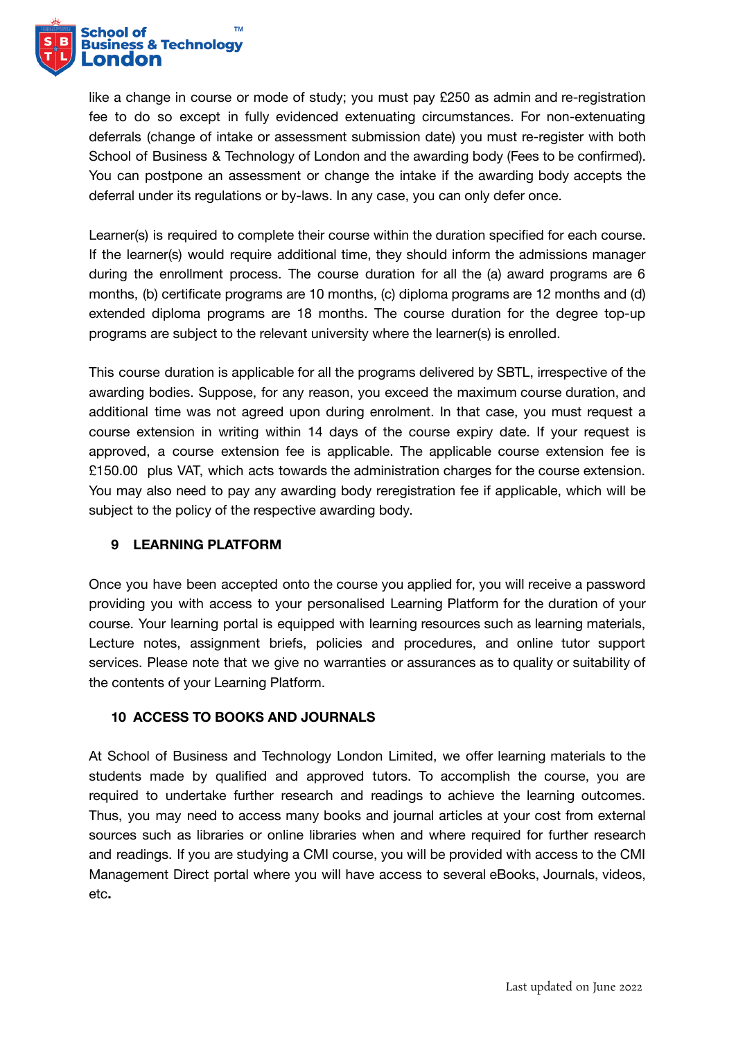like a change in course or mode of study; you must pay £250 as admin and re-registration fee to do so except in fully evidenced extenuating circumstances. For non-extenuating deferrals (change of intake or assessment submission date) you must re-register with both School of Business & Technology of London and the awarding body (Fees to be confirmed). You can postpone an assessment or change the intake if the awarding body accepts the deferral under its regulations or by-laws. In any case, you can only defer once.

Learner(s) is required to complete their course within the duration specified for each course. If the learner(s) would require additional time, they should inform the admissions manager during the enrollment process. The course duration for all the (a) award programs are 6 months, (b) certificate programs are 10 months, (c) diploma programs are 12 months and (d) extended diploma programs are 18 months. The course duration for the degree top-up programs are subject to the relevant university where the learner(s) is enrolled.

This course duration is applicable for all the programs delivered by SBTL, irrespective of the awarding bodies. Suppose, for any reason, you exceed the maximum course duration, and additional time was not agreed upon during enrolment. In that case, you must request a course extension in writing within 14 days of the course expiry date. If your request is approved, a course extension fee is applicable. The applicable course extension fee is £150.00 plus VAT, which acts towards the administration charges for the course extension. You may also need to pay any awarding body reregistration fee if applicable, which will be subject to the policy of the respective awarding body.

## 9 LEARNING PLATFORM

Once you have been accepted onto the course you applied for, you will receive a password providing you with access to your personalised Learning Platform for the duration of your course. Your learning portal is equipped with learning resources such as learning materials, Lecture notes, assignment briefs, policies and procedures, and online tutor support services. Please note that we give no warranties or assurances as to quality or suitability of the contents of your Learning Platform.

## 10 ACCESS TO BOOKS AND JOURNALS

At School of Business and Technology London Limited, we offer learning materials to the students made by qualified and approved tutors. To accomplish the course, you are required to undertake further research and readings to achieve the learning outcomes. Thus, you may need to access many books and journal articles at your cost from external sources such as libraries or online libraries when and where required for further research and readings. If you are studying a CMI course, you will be provided with access to the CMI Management Direct portal where you will have access to several eBooks, Journals, videos, etc.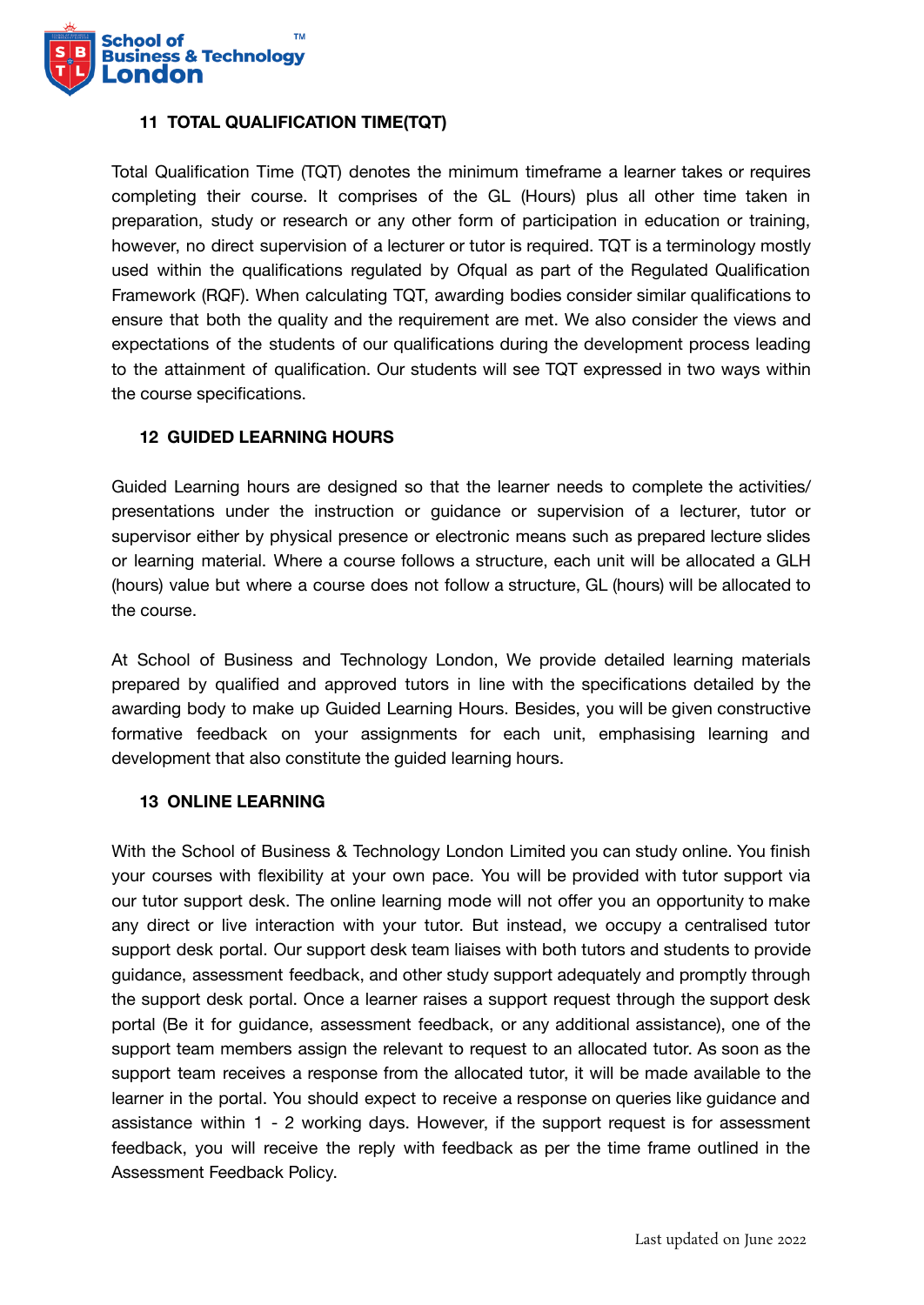## 11 TOTAL QUALIFICATION TIME(TQT)

Total Qualification Time (TQT) denotes the minimum timeframe a learner takes or requires completing their course. It comprises of the GL (Hours) plus all other time taken in preparation, study or research or any other form of participation in education or training, however, no direct supervision of a lecturer or tutor is required. TQT is a terminology mostly used within the qualifications regulated by Ofqual as part of the Regulated Qualification Framework (RQF). When calculating TQT, awarding bodies consider similar qualifications to ensure that both the quality and the requirement are met. We also consider the views and expectations of the students of our qualifications during the development process leading to the attainment of qualification. Our students will see TQT expressed in two ways within the course specifications.

## 12 GUIDED LEARNING HOURS

Guided Learning hours are designed so that the learner needs to complete the activities/ presentations under the instruction or guidance or supervision of a lecturer, tutor or supervisor either by physical presence or electronic means such as prepared lecture slides or learning material. Where a course follows a structure, each unit will be allocated a GLH (hours) value but where a course does not follow a structure, GL (hours) will be allocated to the course.

At School of Business and Technology London, We provide detailed learning materials prepared by qualified and approved tutors in line with the specifications detailed by the awarding body to make up Guided Learning Hours. Besides, you will be given constructive formative feedback on your assignments for each unit, emphasising learning and development that also constitute the guided learning hours.

## 13 ONLINE LEARNING

With the School of Business & Technology London Limited you can study online. You finish your courses with flexibility at your own pace. You will be provided with tutor support via our tutor support desk. The online learning mode will not offer you an opportunity to make any direct or live interaction with your tutor. But instead, we occupy a centralised tutor support desk portal. Our support desk team liaises with both tutors and students to provide guidance, assessment feedback, and other study support adequately and promptly through the support desk portal. Once a learner raises a support request through the support desk portal (Be it for guidance, assessment feedback, or any additional assistance), one of the support team members assign the relevant to request to an allocated tutor. As soon as the support team receives a response from the allocated tutor, it will be made available to the learner in the portal. You should expect to receive a response on queries like guidance and assistance within 1 - 2 working days. However, if the support request is for assessment feedback, you will receive the reply with feedback as per the time frame outlined in the Assessment Feedback Policy.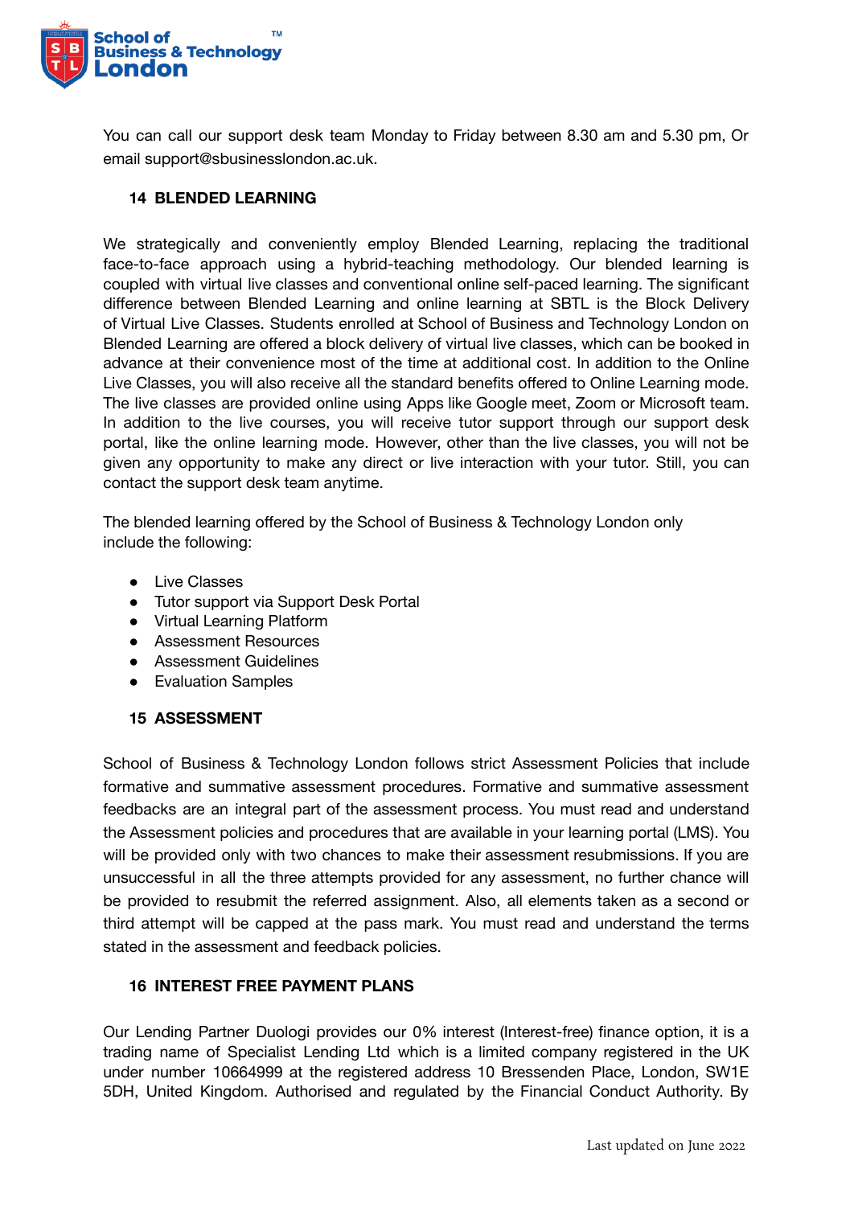You can call our support desk team Monday to Friday between 8.30 am and 5.30 pm, Or email support@sbusinesslondon.ac.uk.

## 14 BLENDED LEARNING

We strategically and conveniently employ Blended Learning, replacing the traditional face-to-face approach using a hybrid-teaching methodology. Our blended learning is coupled with virtual live classes and conventional online self-paced learning. The significant difference between Blended Learning and online learning at SBTL is the Block Delivery of Virtual Live Classes. Students enrolled at School of Business and Technology London on Blended Learning are offered a block delivery of virtual live classes, which can be booked in advance at their convenience most of the time at additional cost. In addition to the Online Live Classes, you will also receive all the standard benefits offered to Online Learning mode. The live classes are provided online using Apps like Google meet, Zoom or Microsoft team. In addition to the live courses, you will receive tutor support through our support desk portal, like the online learning mode. However, other than the live classes, you will not be given any opportunity to make any direct or live interaction with your tutor. Still, you can contact the support desk team anytime.

The blended learning offered by the School of Business & Technology London only include the following:

- Live Classes
- Tutor support via Support Desk Portal
- Virtual Learning Platform
- Assessment Resources
- Assessment Guidelines
- Evaluation Samples

## 15 ASSESSMENT

School of Business & Technology London follows strict Assessment Policies that include formative and summative assessment procedures. Formative and summative assessment feedbacks are an integral part of the assessment process. You must read and understand the Assessment policies and procedures that are available in your learning portal (LMS). You will be provided only with two chances to make their assessment resubmissions. If you are unsuccessful in all the three attempts provided for any assessment, no further chance will be provided to resubmit the referred assignment. Also, all elements taken as a second or third attempt will be capped at the pass mark. You must read and understand the terms stated in the assessment and feedback policies.

## 16 INTEREST FREE PAYMENT PLANS

Our Lending Partner Duologi provides our 0% interest (Interest-free) finance option, it is a trading name of Specialist Lending Ltd which is a limited company registered in the UK under number 10664999 at the registered address 10 Bressenden Place, London, SW1E 5DH, United Kingdom. Authorised and regulated by the Financial Conduct Authority. By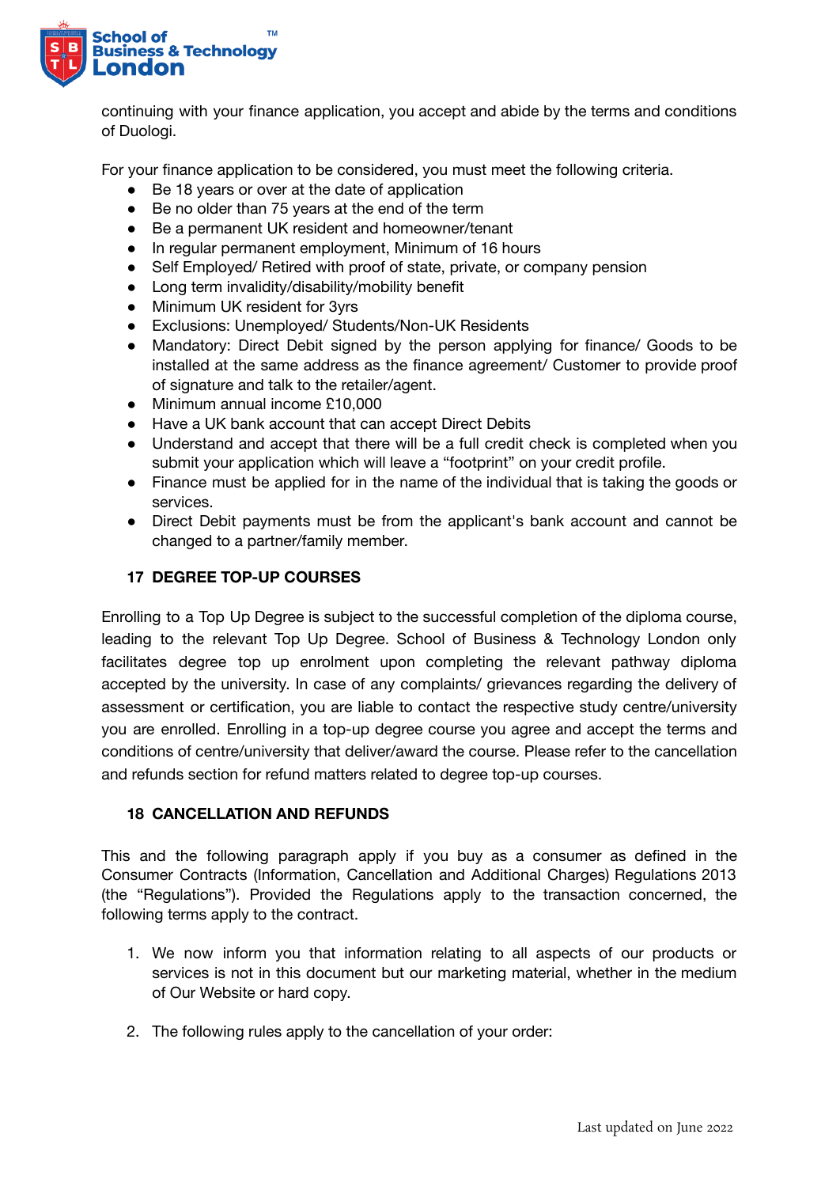continuing with your finance application, you accept and abide by the terms and conditions of Duologi.

For your finance application to be considered, you must meet the following criteria.

- Be 18 years or over at the date of application
- Be no older than 75 years at the end of the term
- Be a permanent UK resident and homeowner/tenant
- In regular permanent employment, Minimum of 16 hours
- Self Employed/ Retired with proof of state, private, or company pension
- Long term invalidity/disability/mobility benefit
- Minimum UK resident for 3yrs
- Exclusions: Unemployed/ Students/Non-UK Residents
- Mandatory: Direct Debit signed by the person applying for finance/ Goods to be installed at the same address as the finance agreement/ Customer to provide proof of signature and talk to the retailer/agent.
- Minimum annual income £10,000
- Have a UK bank account that can accept Direct Debits
- Understand and accept that there will be a full credit check is completed when you submit your application which will leave a "footprint" on your credit profile.
- Finance must be applied for in the name of the individual that is taking the goods or services.
- Direct Debit payments must be from the applicant's bank account and cannot be changed to a partner/family member.

## 17 DEGREE TOP-UP COURSES

Enrolling to a Top Up Degree is subject to the successful completion of the diploma course, leading to the relevant Top Up Degree. School of Business & Technology London only facilitates degree top up enrolment upon completing the relevant pathway diploma accepted by the university. In case of any complaints/ grievances regarding the delivery of assessment or certification, you are liable to contact the respective study centre/university you are enrolled. Enrolling in a top-up degree course you agree and accept the terms and conditions of centre/university that deliver/award the course. Please refer to the cancellation and refunds section for refund matters related to degree top-up courses.

## 18 CANCELLATION AND REFUNDS

This and the following paragraph apply if you buy as a consumer as defined in the Consumer Contracts (Information, Cancellation and Additional Charges) Regulations 2013 (the "Regulations"). Provided the Regulations apply to the transaction concerned, the following terms apply to the contract.

1. We now inform you that information relating to all aspects of our products or services is not in this document but our marketing material, whether in the medium of Our Website or hard copy.

2. The following rules apply to the cancellation of your order: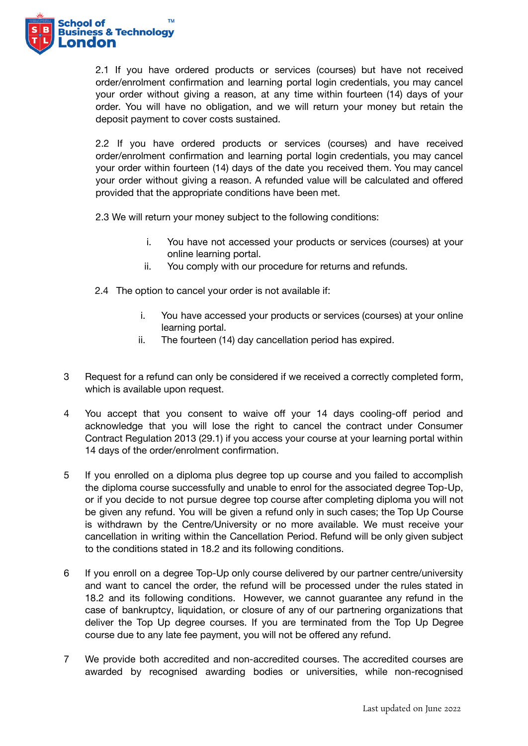2.1 If you have ordered products or services (courses) but have not received order/enrolment confirmation and learning portal login credentials, you may cancel your order without giving a reason, at any time within fourteen (14) days of your order. You will have no obligation, and we will return your money but retain the deposit payment to cover costs sustained.

2.2 If you have ordered products or services (courses) and have received order/enrolment confirmation and learning portal login credentials, you may cancel your order within fourteen (14) days of the date you received them. You may cancel your order without giving a reason. A refunded value will be calculated and offered provided that the appropriate conditions have been met.

2.3 We will return your money subject to the following conditions:

i. You have not accessed your products or services (courses) at your online learning portal.
ii. You comply with our procedure for returns and refunds.

2.4 The option to cancel your order is not available if:

i. You have accessed your products or services (courses) at your online learning portal.
ii. The fourteen (14) day cancellation period has expired.

3 Request for a refund can only be considered if we received a correctly completed form, which is available upon request.

4 You accept that you consent to waive off your 14 days cooling-off period and acknowledge that you will lose the right to cancel the contract under Consumer Contract Regulation 2013 (29.1) if you access your course at your learning portal within 14 days of the order/enrolment confirmation.

5 If you enrolled on a diploma plus degree top up course and you failed to accomplish the diploma course successfully and unable to enrol for the associated degree Top-Up, or if you decide to not pursue degree top course after completing diploma you will not be given any refund. You will be given a refund only in such cases; the Top Up Course is withdrawn by the Centre/University or no more available. We must receive your cancellation in writing within the Cancellation Period. Refund will be only given subject to the conditions stated in 18.2 and its following conditions.

6 If you enroll on a degree Top-Up only course delivered by our partner centre/university and want to cancel the order, the refund will be processed under the rules stated in 18.2 and its following conditions. However, we cannot guarantee any refund in the case of bankruptcy, liquidation, or closure of any of our partnering organizations that deliver the Top Up degree courses. If you are terminated from the Top Up Degree course due to any late fee payment, you will not be offered any refund.

7 We provide both accredited and non-accredited courses. The accredited courses are awarded by recognised awarding bodies or universities, while non-recognised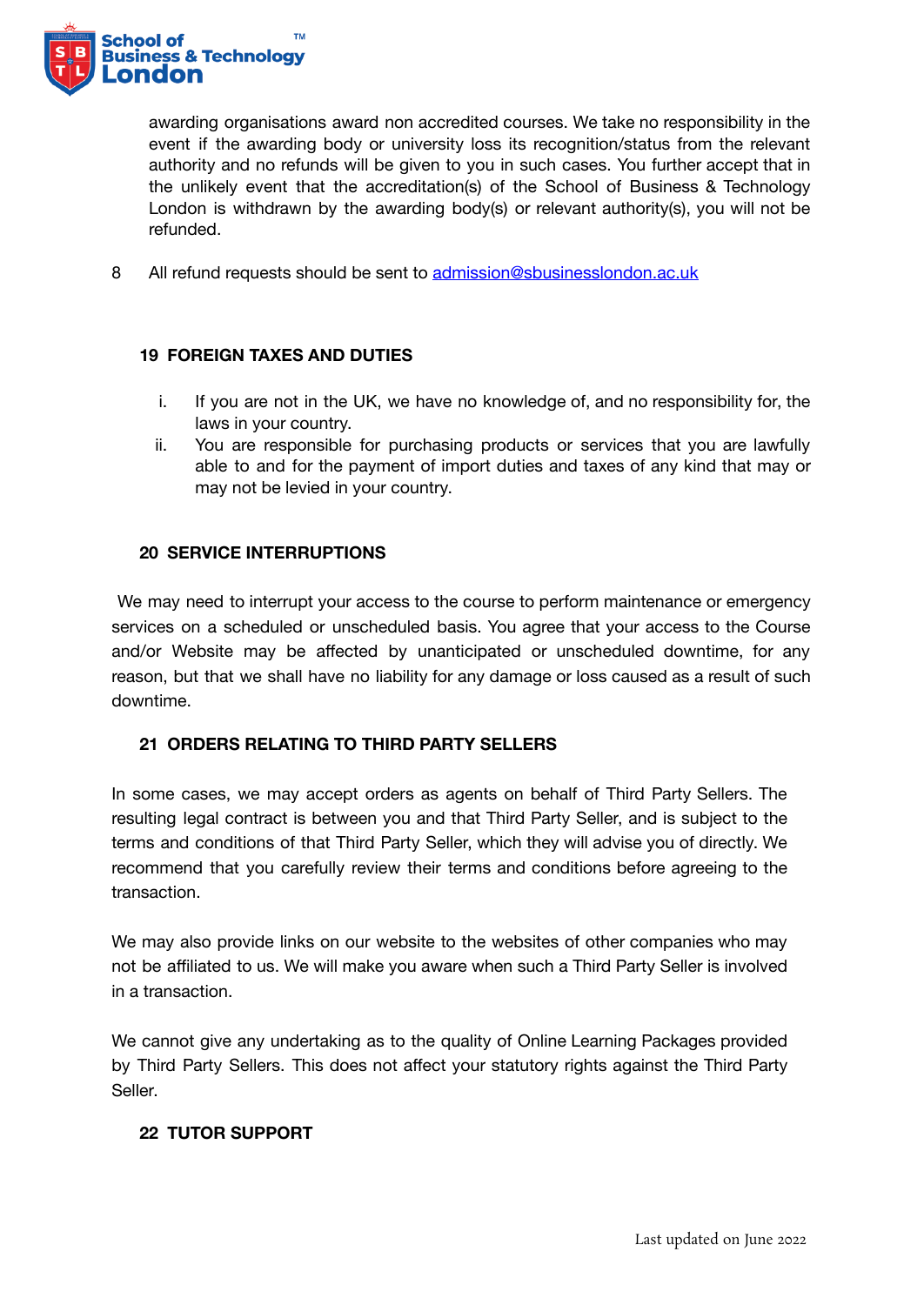awarding organisations award non accredited courses. We take no responsibility in the event if the awarding body or university loss its recognition/status from the relevant authority and no refunds will be given to you in such cases. You further accept that in the unlikely event that the accreditation(s) of the School of Business & Technology London is withdrawn by the awarding body(s) or relevant authority(s), you will not be refunded.

8 All refund requests should be sent to [admission@sbusinesslondon.ac.uk](mailto:admission@sbusinesslondon.ac.uk)

## 19 FOREIGN TAXES AND DUTIES

i. If you are not in the UK, we have no knowledge of, and no responsibility for, the laws in your country.

ii. You are responsible for purchasing products or services that you are lawfully able to and for the payment of import duties and taxes of any kind that may or may not be levied in your country.

## 20 SERVICE INTERRUPTIONS

We may need to interrupt your access to the course to perform maintenance or emergency services on a scheduled or unscheduled basis. You agree that your access to the Course and/or Website may be affected by unanticipated or unscheduled downtime, for any reason, but that we shall have no liability for any damage or loss caused as a result of such downtime.

## 21 ORDERS RELATING TO THIRD PARTY SELLERS

In some cases, we may accept orders as agents on behalf of Third Party Sellers. The resulting legal contract is between you and that Third Party Seller, and is subject to the terms and conditions of that Third Party Seller, which they will advise you of directly. We recommend that you carefully review their terms and conditions before agreeing to the transaction.

We may also provide links on our website to the websites of other companies who may not be affiliated to us. We will make you aware when such a Third Party Seller is involved in a transaction.

We cannot give any undertaking as to the quality of Online Learning Packages provided by Third Party Sellers. This does not affect your statutory rights against the Third Party Seller.

## 22 TUTOR SUPPORT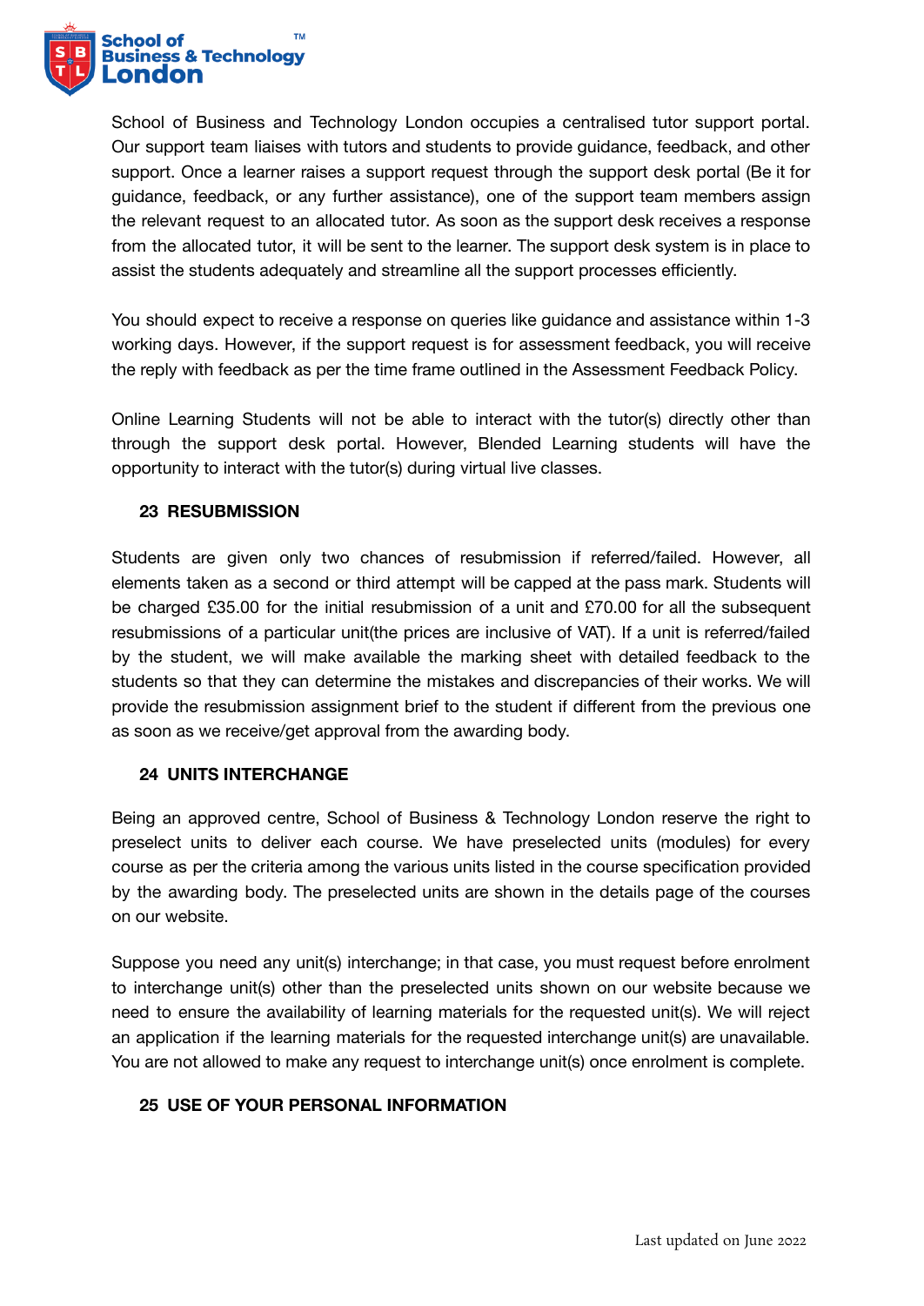School of Business and Technology London occupies a centralised tutor support portal. Our support team liaises with tutors and students to provide guidance, feedback, and other support. Once a learner raises a support request through the support desk portal (Be it for guidance, feedback, or any further assistance), one of the support team members assign the relevant request to an allocated tutor. As soon as the support desk receives a response from the allocated tutor, it will be sent to the learner. The support desk system is in place to assist the students adequately and streamline all the support processes efficiently.

You should expect to receive a response on queries like guidance and assistance within 1-3 working days. However, if the support request is for assessment feedback, you will receive the reply with feedback as per the time frame outlined in the Assessment Feedback Policy.

Online Learning Students will not be able to interact with the tutor(s) directly other than through the support desk portal. However, Blended Learning students will have the opportunity to interact with the tutor(s) during virtual live classes.

## 23 RESUBMISSION

Students are given only two chances of resubmission if referred/failed. However, all elements taken as a second or third attempt will be capped at the pass mark. Students will be charged £35.00 for the initial resubmission of a unit and £70.00 for all the subsequent resubmissions of a particular unit(the prices are inclusive of VAT). If a unit is referred/failed by the student, we will make available the marking sheet with detailed feedback to the students so that they can determine the mistakes and discrepancies of their works. We will provide the resubmission assignment brief to the student if different from the previous one as soon as we receive/get approval from the awarding body.

## 24 UNITS INTERCHANGE

Being an approved centre, School of Business & Technology London reserve the right to preselect units to deliver each course. We have preselected units (modules) for every course as per the criteria among the various units listed in the course specification provided by the awarding body. The preselected units are shown in the details page of the courses on our website.

Suppose you need any unit(s) interchange; in that case, you must request before enrolment to interchange unit(s) other than the preselected units shown on our website because we need to ensure the availability of learning materials for the requested unit(s). We will reject an application if the learning materials for the requested interchange unit(s) are unavailable. You are not allowed to make any request to interchange unit(s) once enrolment is complete.

## 25 USE OF YOUR PERSONAL INFORMATION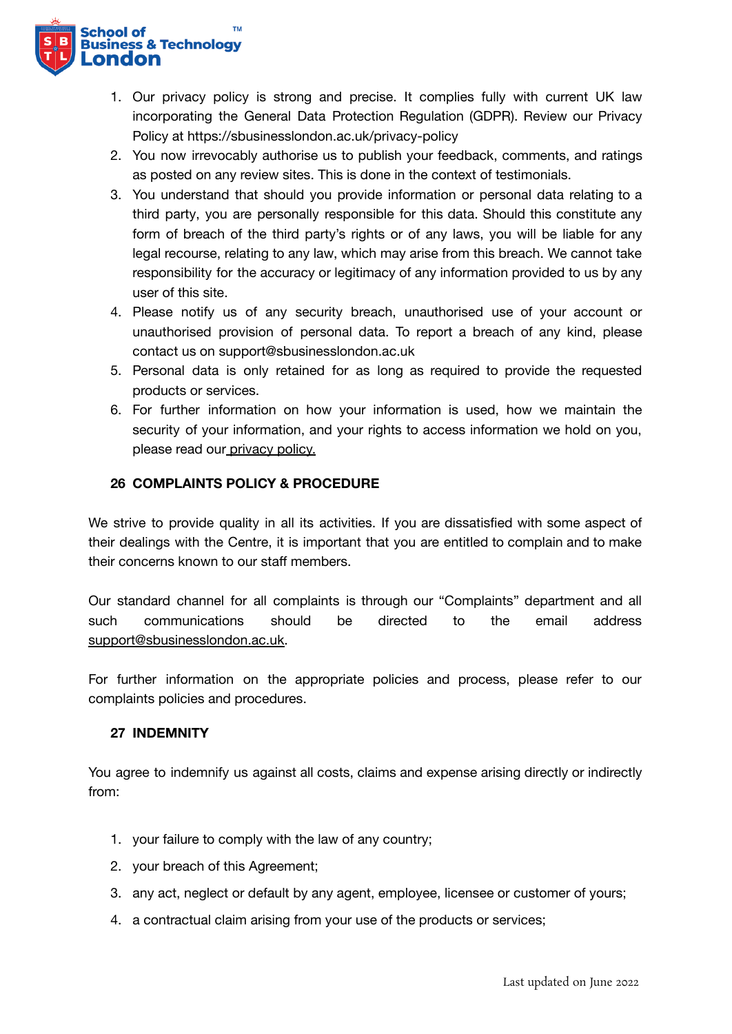1. Our privacy policy is strong and precise. It complies fully with current UK law incorporating the General Data Protection Regulation (GDPR). Review our Privacy Policy at https://sbusinesslondon.ac.uk/privacy-policy
2. You now irrevocably authorise us to publish your feedback, comments, and ratings as posted on any review sites. This is done in the context of testimonials.
3. You understand that should you provide information or personal data relating to a third party, you are personally responsible for this data. Should this constitute any form of breach of the third party's rights or of any laws, you will be liable for any legal recourse, relating to any law, which may arise from this breach. We cannot take responsibility for the accuracy or legitimacy of any information provided to us by any user of this site.
4. Please notify us of any security breach, unauthorised use of your account or unauthorised provision of personal data. To report a breach of any kind, please contact us on support@sbusinesslondon.ac.uk
5. Personal data is only retained for as long as required to provide the requested products or services.
6. For further information on how your information is used, how we maintain the security of your information, and your rights to access information we hold on you, please read our privacy policy.

## 26 COMPLAINTS POLICY & PROCEDURE

We strive to provide quality in all its activities. If you are dissatisfied with some aspect of their dealings with the Centre, it is important that you are entitled to complain and to make their concerns known to our staff members.

Our standard channel for all complaints is through our "Complaints" department and all such communications should be directed to the email address support@sbusinesslondon.ac.uk.

For further information on the appropriate policies and process, please refer to our complaints policies and procedures.

## 27 INDEMNITY

You agree to indemnify us against all costs, claims and expense arising directly or indirectly from:

1. your failure to comply with the law of any country;
2. your breach of this Agreement;
3. any act, neglect or default by any agent, employee, licensee or customer of yours;
4. a contractual claim arising from your use of the products or services;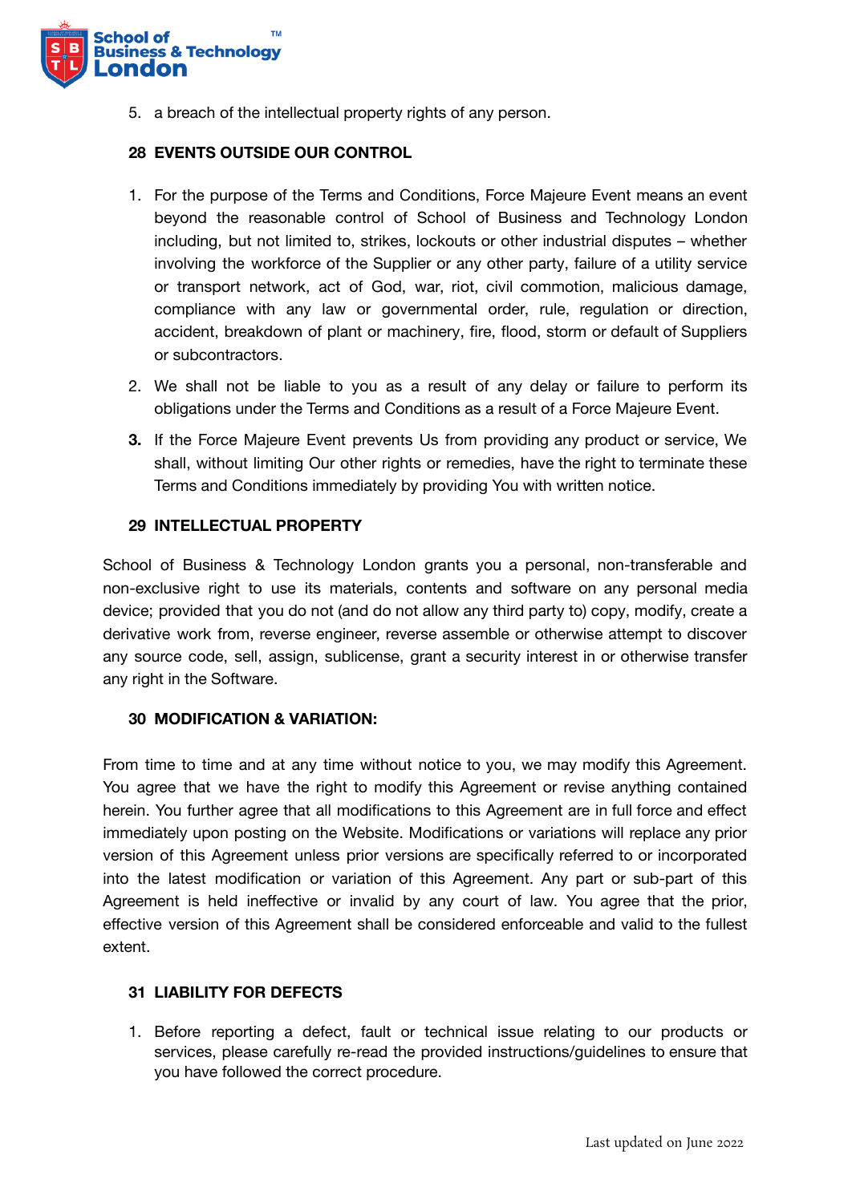5. a breach of the intellectual property rights of any person.

## 28 EVENTS OUTSIDE OUR CONTROL

1. For the purpose of the Terms and Conditions, Force Majeure Event means an event beyond the reasonable control of School of Business and Technology London including, but not limited to, strikes, lockouts or other industrial disputes – whether involving the workforce of the Supplier or any other party, failure of a utility service or transport network, act of God, war, riot, civil commotion, malicious damage, compliance with any law or governmental order, rule, regulation or direction, accident, breakdown of plant or machinery, fire, flood, storm or default of Suppliers or subcontractors.
2. We shall not be liable to you as a result of any delay or failure to perform its obligations under the Terms and Conditions as a result of a Force Majeure Event.
3. If the Force Majeure Event prevents Us from providing any product or service, We shall, without limiting Our other rights or remedies, have the right to terminate these Terms and Conditions immediately by providing You with written notice.

## 29 INTELLECTUAL PROPERTY

School of Business & Technology London grants you a personal, non-transferable and non-exclusive right to use its materials, contents and software on any personal media device; provided that you do not (and do not allow any third party to) copy, modify, create a derivative work from, reverse engineer, reverse assemble or otherwise attempt to discover any source code, sell, assign, sublicense, grant a security interest in or otherwise transfer any right in the Software.

## 30 MODIFICATION & VARIATION:

From time to time and at any time without notice to you, we may modify this Agreement. You agree that we have the right to modify this Agreement or revise anything contained herein. You further agree that all modifications to this Agreement are in full force and effect immediately upon posting on the Website. Modifications or variations will replace any prior version of this Agreement unless prior versions are specifically referred to or incorporated into the latest modification or variation of this Agreement. Any part or sub-part of this Agreement is held ineffective or invalid by any court of law. You agree that the prior, effective version of this Agreement shall be considered enforceable and valid to the fullest extent.

## 31 LIABILITY FOR DEFECTS

1. Before reporting a defect, fault or technical issue relating to our products or services, please carefully re-read the provided instructions/guidelines to ensure that you have followed the correct procedure.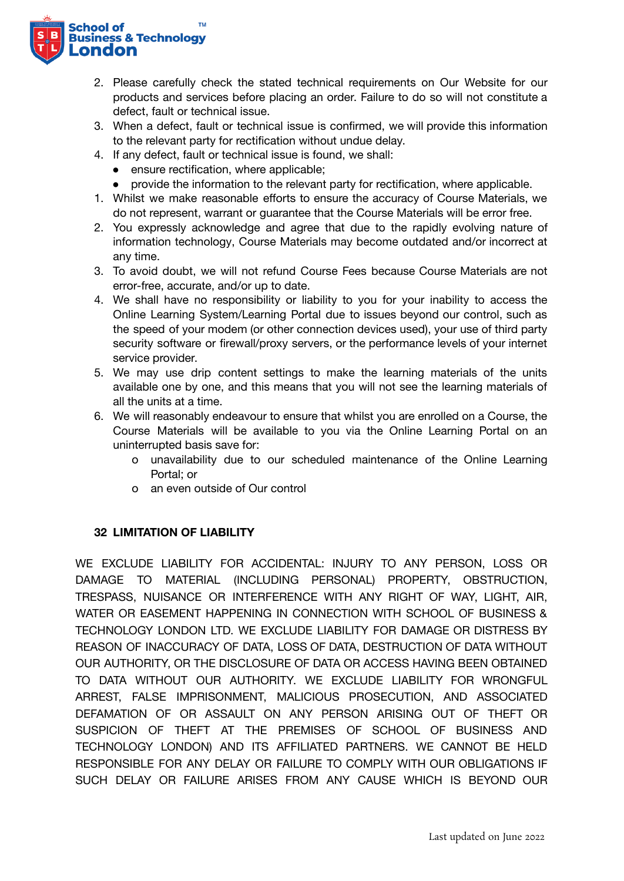2. Please carefully check the stated technical requirements on Our Website for our products and services before placing an order. Failure to do so will not constitute a defect, fault or technical issue.
3. When a defect, fault or technical issue is confirmed, we will provide this information to the relevant party for rectification without undue delay.
4. If any defect, fault or technical issue is found, we shall:
   - ensure rectification, where applicable;
   - provide the information to the relevant party for rectification, where applicable.

1. Whilst we make reasonable efforts to ensure the accuracy of Course Materials, we do not represent, warrant or guarantee that the Course Materials will be error free.
2. You expressly acknowledge and agree that due to the rapidly evolving nature of information technology, Course Materials may become outdated and/or incorrect at any time.
3. To avoid doubt, we will not refund Course Fees because Course Materials are not error-free, accurate, and/or up to date.
4. We shall have no responsibility or liability to you for your inability to access the Online Learning System/Learning Portal due to issues beyond our control, such as the speed of your modem (or other connection devices used), your use of third party security software or firewall/proxy servers, or the performance levels of your internet service provider.
5. We may use drip content settings to make the learning materials of the units available one by one, and this means that you will not see the learning materials of all the units at a time.
6. We will reasonably endeavour to ensure that whilst you are enrolled on a Course, the Course Materials will be available to you via the Online Learning Portal on an uninterrupted basis save for:
   - unavailability due to our scheduled maintenance of the Online Learning Portal; or
   - an even outside of Our control

### 32 LIMITATION OF LIABILITY

WE EXCLUDE LIABILITY FOR ACCIDENTAL: INJURY TO ANY PERSON, LOSS OR DAMAGE TO MATERIAL (INCLUDING PERSONAL) PROPERTY, OBSTRUCTION, TRESPASS, NUISANCE OR INTERFERENCE WITH ANY RIGHT OF WAY, LIGHT, AIR, WATER OR EASEMENT HAPPENING IN CONNECTION WITH SCHOOL OF BUSINESS & TECHNOLOGY LONDON LTD. WE EXCLUDE LIABILITY FOR DAMAGE OR DISTRESS BY REASON OF INACCURACY OF DATA, LOSS OF DATA, DESTRUCTION OF DATA WITHOUT OUR AUTHORITY, OR THE DISCLOSURE OF DATA OR ACCESS HAVING BEEN OBTAINED TO DATA WITHOUT OUR AUTHORITY. WE EXCLUDE LIABILITY FOR WRONGFUL ARREST, FALSE IMPRISONMENT, MALICIOUS PROSECUTION, AND ASSOCIATED DEFAMATION OF OR ASSAULT ON ANY PERSON ARISING OUT OF THEFT OR SUSPICION OF THEFT AT THE PREMISES OF SCHOOL OF BUSINESS AND TECHNOLOGY LONDON) AND ITS AFFILIATED PARTNERS. WE CANNOT BE HELD RESPONSIBLE FOR ANY DELAY OR FAILURE TO COMPLY WITH OUR OBLIGATIONS IF SUCH DELAY OR FAILURE ARISES FROM ANY CAUSE WHICH IS BEYOND OUR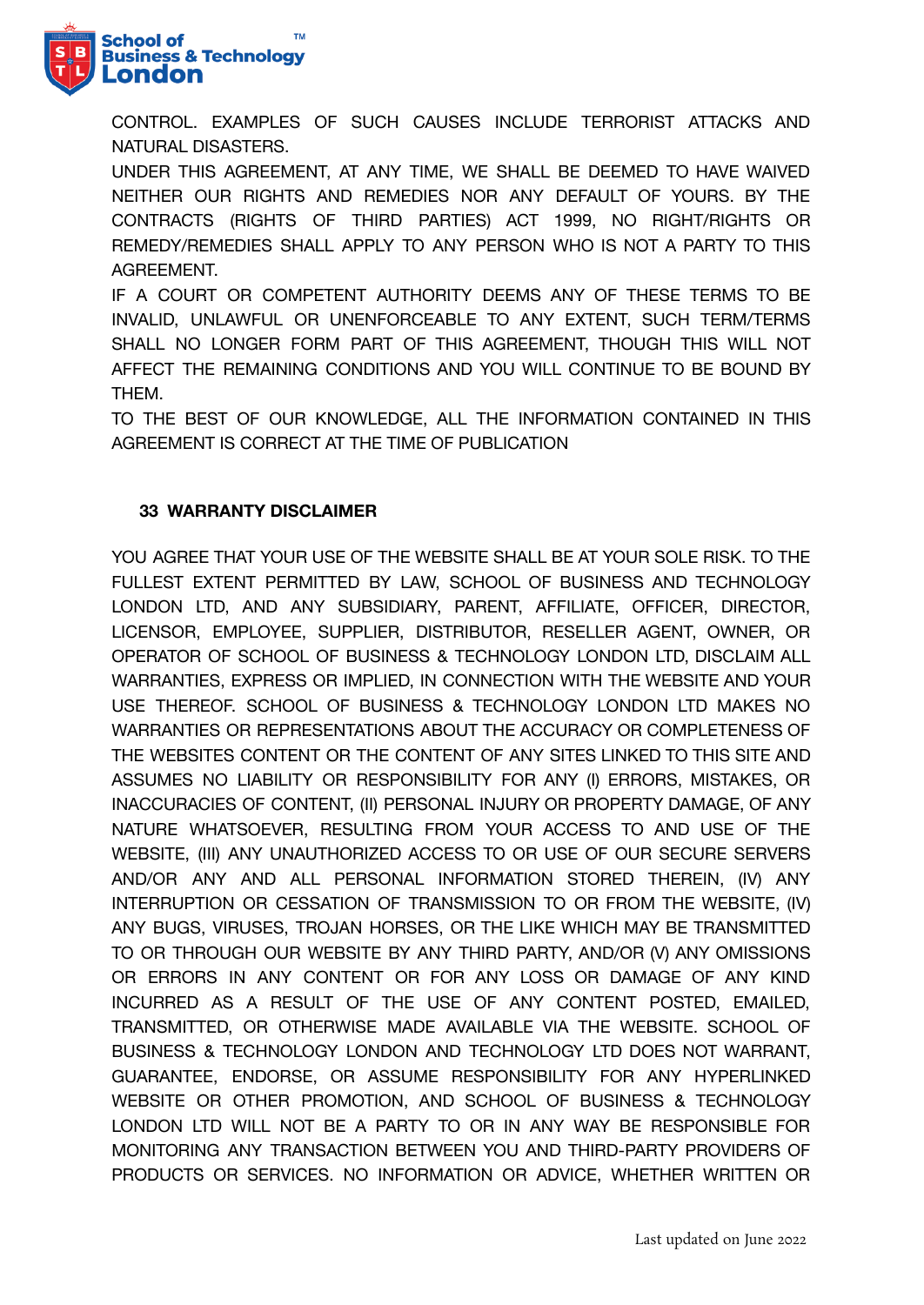CONTROL. EXAMPLES OF SUCH CAUSES INCLUDE TERRORIST ATTACKS AND NATURAL DISASTERS.

UNDER THIS AGREEMENT, AT ANY TIME, WE SHALL BE DEEMED TO HAVE WAIVED NEITHER OUR RIGHTS AND REMEDIES NOR ANY DEFAULT OF YOURS. BY THE CONTRACTS (RIGHTS OF THIRD PARTIES) ACT 1999, NO RIGHT/RIGHTS OR REMEDY/REMEDIES SHALL APPLY TO ANY PERSON WHO IS NOT A PARTY TO THIS AGREEMENT.

IF A COURT OR COMPETENT AUTHORITY DEEMS ANY OF THESE TERMS TO BE INVALID, UNLAWFUL OR UNENFORCEABLE TO ANY EXTENT, SUCH TERM/TERMS SHALL NO LONGER FORM PART OF THIS AGREEMENT, THOUGH THIS WILL NOT AFFECT THE REMAINING CONDITIONS AND YOU WILL CONTINUE TO BE BOUND BY THEM.

TO THE BEST OF OUR KNOWLEDGE, ALL THE INFORMATION CONTAINED IN THIS AGREEMENT IS CORRECT AT THE TIME OF PUBLICATION

## 33 WARRANTY DISCLAIMER

YOU AGREE THAT YOUR USE OF THE WEBSITE SHALL BE AT YOUR SOLE RISK. TO THE FULLEST EXTENT PERMITTED BY LAW, SCHOOL OF BUSINESS AND TECHNOLOGY LONDON LTD, AND ANY SUBSIDIARY, PARENT, AFFILIATE, OFFICER, DIRECTOR, LICENSOR, EMPLOYEE, SUPPLIER, DISTRIBUTOR, RESELLER AGENT, OWNER, OR OPERATOR OF SCHOOL OF BUSINESS & TECHNOLOGY LONDON LTD, DISCLAIM ALL WARRANTIES, EXPRESS OR IMPLIED, IN CONNECTION WITH THE WEBSITE AND YOUR USE THEREOF. SCHOOL OF BUSINESS & TECHNOLOGY LONDON LTD MAKES NO WARRANTIES OR REPRESENTATIONS ABOUT THE ACCURACY OR COMPLETENESS OF THE WEBSITES CONTENT OR THE CONTENT OF ANY SITES LINKED TO THIS SITE AND ASSUMES NO LIABILITY OR RESPONSIBILITY FOR ANY (I) ERRORS, MISTAKES, OR INACCURACIES OF CONTENT, (II) PERSONAL INJURY OR PROPERTY DAMAGE, OF ANY NATURE WHATSOEVER, RESULTING FROM YOUR ACCESS TO AND USE OF THE WEBSITE, (III) ANY UNAUTHORIZED ACCESS TO OR USE OF OUR SECURE SERVERS AND/OR ANY AND ALL PERSONAL INFORMATION STORED THEREIN, (IV) ANY INTERRUPTION OR CESSATION OF TRANSMISSION TO OR FROM THE WEBSITE, (IV) ANY BUGS, VIRUSES, TROJAN HORSES, OR THE LIKE WHICH MAY BE TRANSMITTED TO OR THROUGH OUR WEBSITE BY ANY THIRD PARTY, AND/OR (V) ANY OMISSIONS OR ERRORS IN ANY CONTENT OR FOR ANY LOSS OR DAMAGE OF ANY KIND INCURRED AS A RESULT OF THE USE OF ANY CONTENT POSTED, EMAILED, TRANSMITTED, OR OTHERWISE MADE AVAILABLE VIA THE WEBSITE. SCHOOL OF BUSINESS & TECHNOLOGY LONDON AND TECHNOLOGY LTD DOES NOT WARRANT, GUARANTEE, ENDORSE, OR ASSUME RESPONSIBILITY FOR ANY HYPERLINKED WEBSITE OR OTHER PROMOTION, AND SCHOOL OF BUSINESS & TECHNOLOGY LONDON LTD WILL NOT BE A PARTY TO OR IN ANY WAY BE RESPONSIBLE FOR MONITORING ANY TRANSACTION BETWEEN YOU AND THIRD-PARTY PROVIDERS OF PRODUCTS OR SERVICES. NO INFORMATION OR ADVICE, WHETHER WRITTEN OR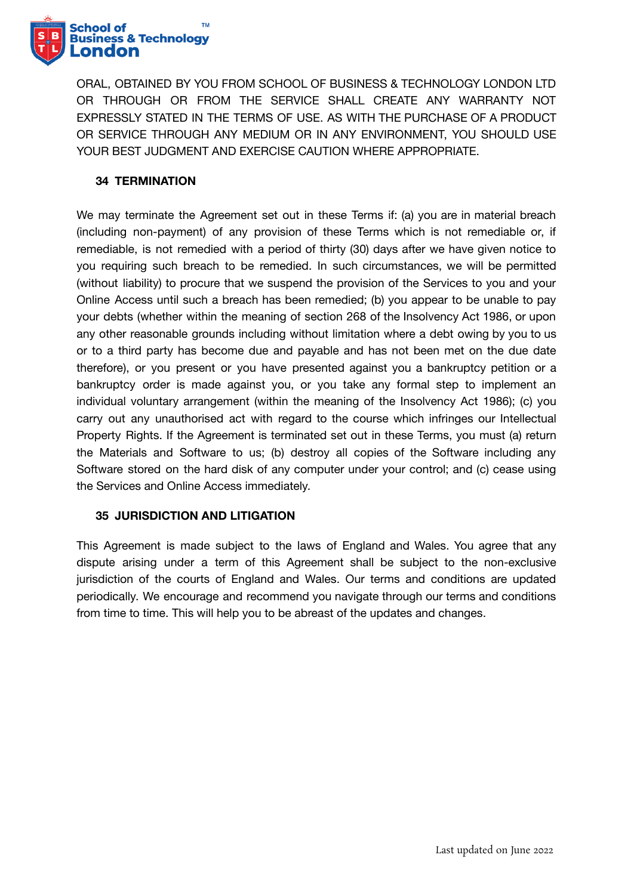ORAL, OBTAINED BY YOU FROM SCHOOL OF BUSINESS & TECHNOLOGY LONDON LTD OR THROUGH OR FROM THE SERVICE SHALL CREATE ANY WARRANTY NOT EXPRESSLY STATED IN THE TERMS OF USE. AS WITH THE PURCHASE OF A PRODUCT OR SERVICE THROUGH ANY MEDIUM OR IN ANY ENVIRONMENT, YOU SHOULD USE YOUR BEST JUDGMENT AND EXERCISE CAUTION WHERE APPROPRIATE.

### 34 TERMINATION

We may terminate the Agreement set out in these Terms if: (a) you are in material breach (including non-payment) of any provision of these Terms which is not remediable or, if remediable, is not remedied with a period of thirty (30) days after we have given notice to you requiring such breach to be remedied. In such circumstances, we will be permitted (without liability) to procure that we suspend the provision of the Services to you and your Online Access until such a breach has been remedied; (b) you appear to be unable to pay your debts (whether within the meaning of section 268 of the Insolvency Act 1986, or upon any other reasonable grounds including without limitation where a debt owing by you to us or to a third party has become due and payable and has not been met on the due date therefore), or you present or you have presented against you a bankruptcy petition or a bankruptcy order is made against you, or you take any formal step to implement an individual voluntary arrangement (within the meaning of the Insolvency Act 1986); (c) you carry out any unauthorised act with regard to the course which infringes our Intellectual Property Rights. If the Agreement is terminated set out in these Terms, you must (a) return the Materials and Software to us; (b) destroy all copies of the Software including any Software stored on the hard disk of any computer under your control; and (c) cease using the Services and Online Access immediately.

### 35 JURISDICTION AND LITIGATION

This Agreement is made subject to the laws of England and Wales. You agree that any dispute arising under a term of this Agreement shall be subject to the non-exclusive jurisdiction of the courts of England and Wales. Our terms and conditions are updated periodically. We encourage and recommend you navigate through our terms and conditions from time to time. This will help you to be abreast of the updates and changes.

Last updated on June 2022